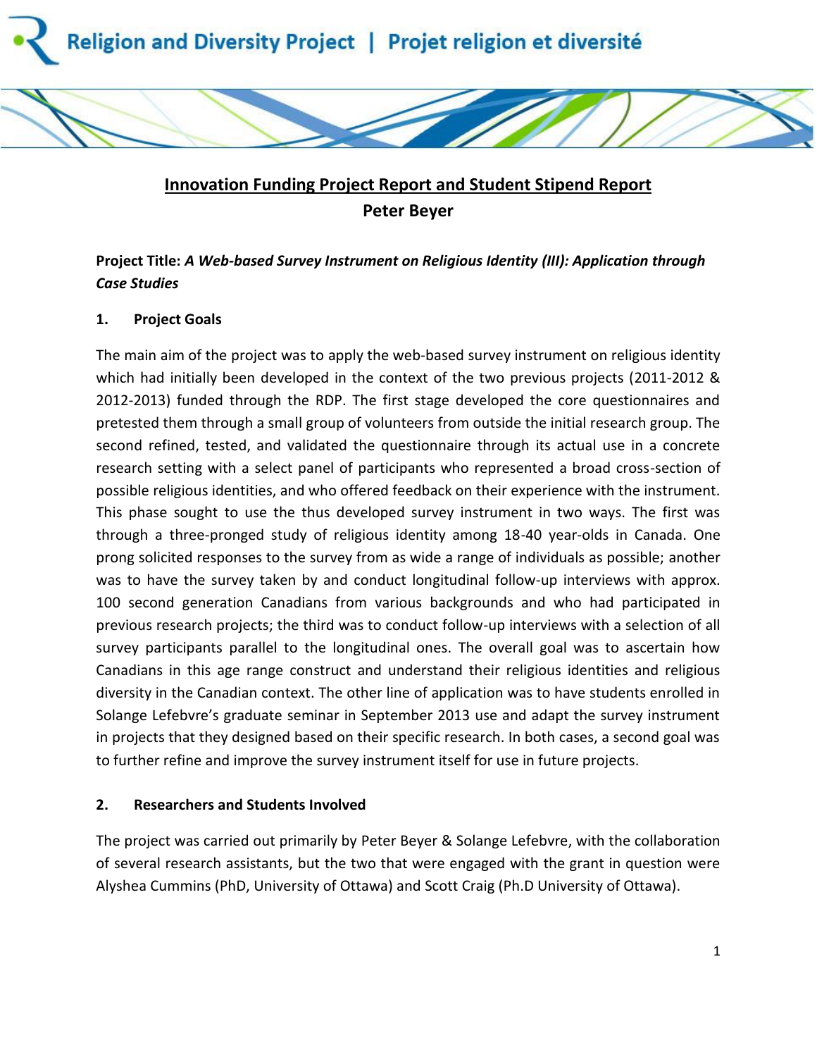Religion and Diversity Project | Projet religion et diversité

# Innovation Funding Project Report and Student Stipend Report

**Peter Beyer**

**Project Title:** ***A Web-based Survey Instrument on Religious Identity (III): Application through Case Studies***

## 1. Project Goals

The main aim of the project was to apply the web-based survey instrument on religious identity which had initially been developed in the context of the two previous projects (2011-2012 & 2012-2013) funded through the RDP. The first stage developed the core questionnaires and pretested them through a small group of volunteers from outside the initial research group. The second refined, tested, and validated the questionnaire through its actual use in a concrete research setting with a select panel of participants who represented a broad cross-section of possible religious identities, and who offered feedback on their experience with the instrument. This phase sought to use the thus developed survey instrument in two ways. The first was through a three-pronged study of religious identity among 18-40 year-olds in Canada. One prong solicited responses to the survey from as wide a range of individuals as possible; another was to have the survey taken by and conduct longitudinal follow-up interviews with approx. 100 second generation Canadians from various backgrounds and who had participated in previous research projects; the third was to conduct follow-up interviews with a selection of all survey participants parallel to the longitudinal ones. The overall goal was to ascertain how Canadians in this age range construct and understand their religious identities and religious diversity in the Canadian context. The other line of application was to have students enrolled in Solange Lefebvre's graduate seminar in September 2013 use and adapt the survey instrument in projects that they designed based on their specific research. In both cases, a second goal was to further refine and improve the survey instrument itself for use in future projects.

## 2. Researchers and Students Involved

The project was carried out primarily by Peter Beyer & Solange Lefebvre, with the collaboration of several research assistants, but the two that were engaged with the grant in question were Alyshea Cummins (PhD, University of Ottawa) and Scott Craig (Ph.D University of Ottawa).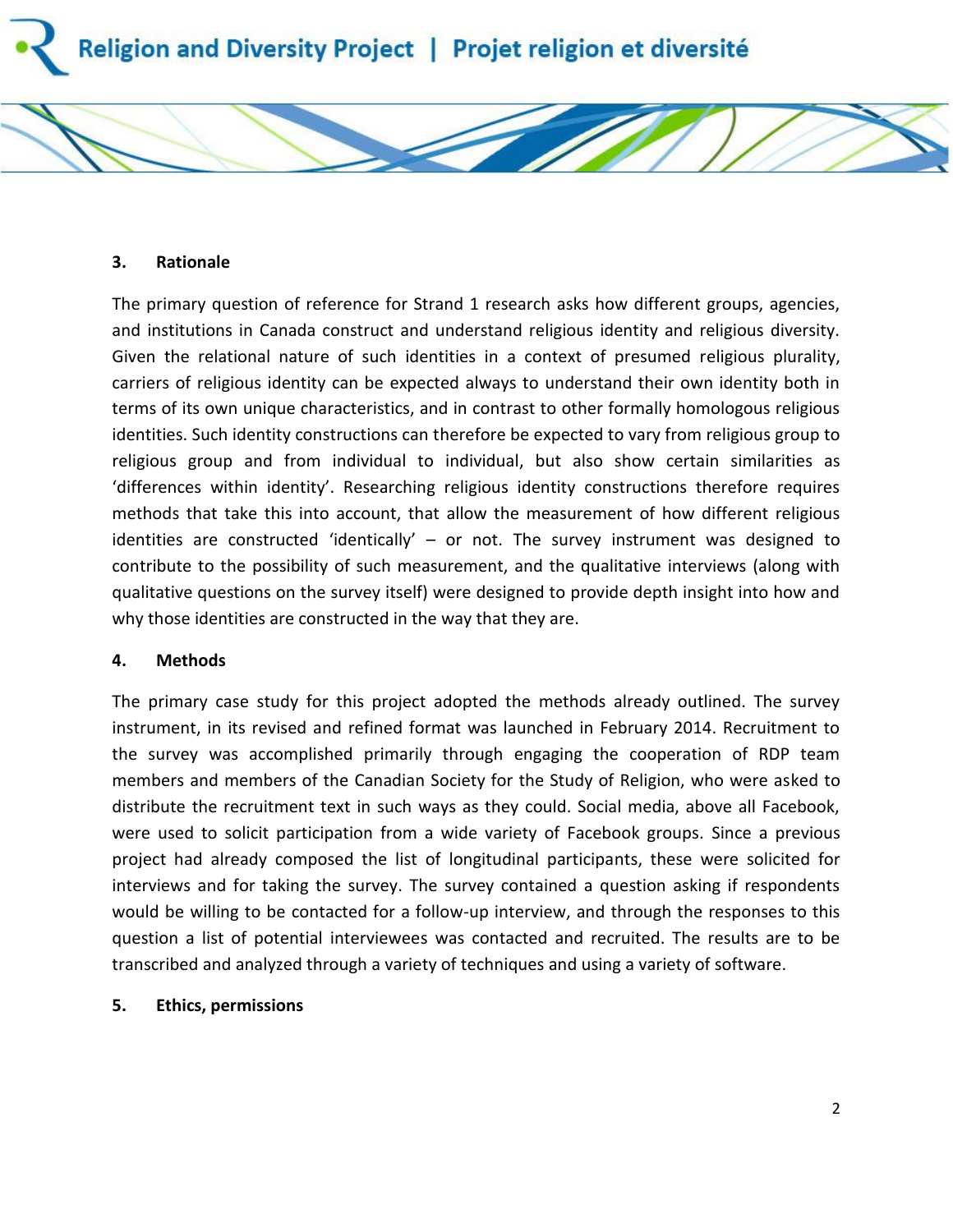### 3. Rationale

The primary question of reference for Strand 1 research asks how different groups, agencies, and institutions in Canada construct and understand religious identity and religious diversity. Given the relational nature of such identities in a context of presumed religious plurality, carriers of religious identity can be expected always to understand their own identity both in terms of its own unique characteristics, and in contrast to other formally homologous religious identities. Such identity constructions can therefore be expected to vary from religious group to religious group and from individual to individual, but also show certain similarities as 'differences within identity'. Researching religious identity constructions therefore requires methods that take this into account, that allow the measurement of how different religious identities are constructed 'identically' – or not. The survey instrument was designed to contribute to the possibility of such measurement, and the qualitative interviews (along with qualitative questions on the survey itself) were designed to provide depth insight into how and why those identities are constructed in the way that they are.

### 4. Methods

The primary case study for this project adopted the methods already outlined. The survey instrument, in its revised and refined format was launched in February 2014. Recruitment to the survey was accomplished primarily through engaging the cooperation of RDP team members and members of the Canadian Society for the Study of Religion, who were asked to distribute the recruitment text in such ways as they could. Social media, above all Facebook, were used to solicit participation from a wide variety of Facebook groups. Since a previous project had already composed the list of longitudinal participants, these were solicited for interviews and for taking the survey. The survey contained a question asking if respondents would be willing to be contacted for a follow-up interview, and through the responses to this question a list of potential interviewees was contacted and recruited. The results are to be transcribed and analyzed through a variety of techniques and using a variety of software.

### 5. Ethics, permissions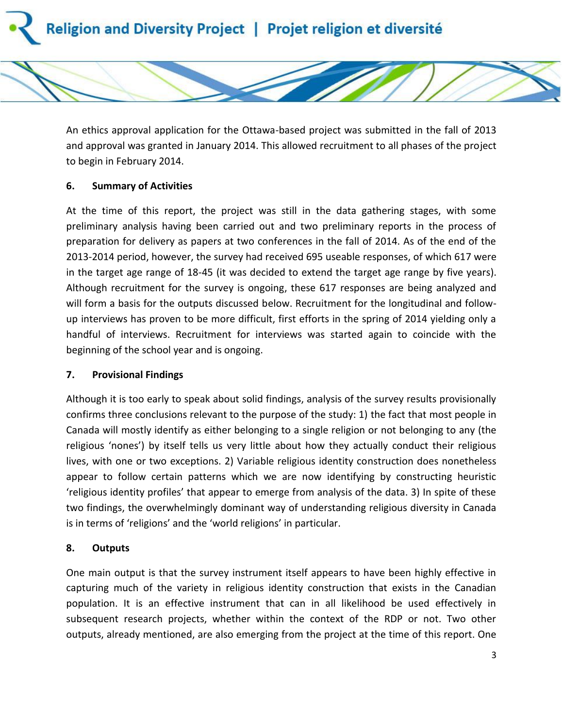An ethics approval application for the Ottawa-based project was submitted in the fall of 2013 and approval was granted in January 2014. This allowed recruitment to all phases of the project to begin in February 2014.

## 6. Summary of Activities

At the time of this report, the project was still in the data gathering stages, with some preliminary analysis having been carried out and two preliminary reports in the process of preparation for delivery as papers at two conferences in the fall of 2014. As of the end of the 2013-2014 period, however, the survey had received 695 useable responses, of which 617 were in the target age range of 18-45 (it was decided to extend the target age range by five years). Although recruitment for the survey is ongoing, these 617 responses are being analyzed and will form a basis for the outputs discussed below. Recruitment for the longitudinal and follow-up interviews has proven to be more difficult, first efforts in the spring of 2014 yielding only a handful of interviews. Recruitment for interviews was started again to coincide with the beginning of the school year and is ongoing.

## 7. Provisional Findings

Although it is too early to speak about solid findings, analysis of the survey results provisionally confirms three conclusions relevant to the purpose of the study: 1) the fact that most people in Canada will mostly identify as either belonging to a single religion or not belonging to any (the religious 'nones') by itself tells us very little about how they actually conduct their religious lives, with one or two exceptions. 2) Variable religious identity construction does nonetheless appear to follow certain patterns which we are now identifying by constructing heuristic 'religious identity profiles' that appear to emerge from analysis of the data. 3) In spite of these two findings, the overwhelmingly dominant way of understanding religious diversity in Canada is in terms of 'religions' and the 'world religions' in particular.

## 8. Outputs

One main output is that the survey instrument itself appears to have been highly effective in capturing much of the variety in religious identity construction that exists in the Canadian population. It is an effective instrument that can in all likelihood be used effectively in subsequent research projects, whether within the context of the RDP or not. Two other outputs, already mentioned, are also emerging from the project at the time of this report. One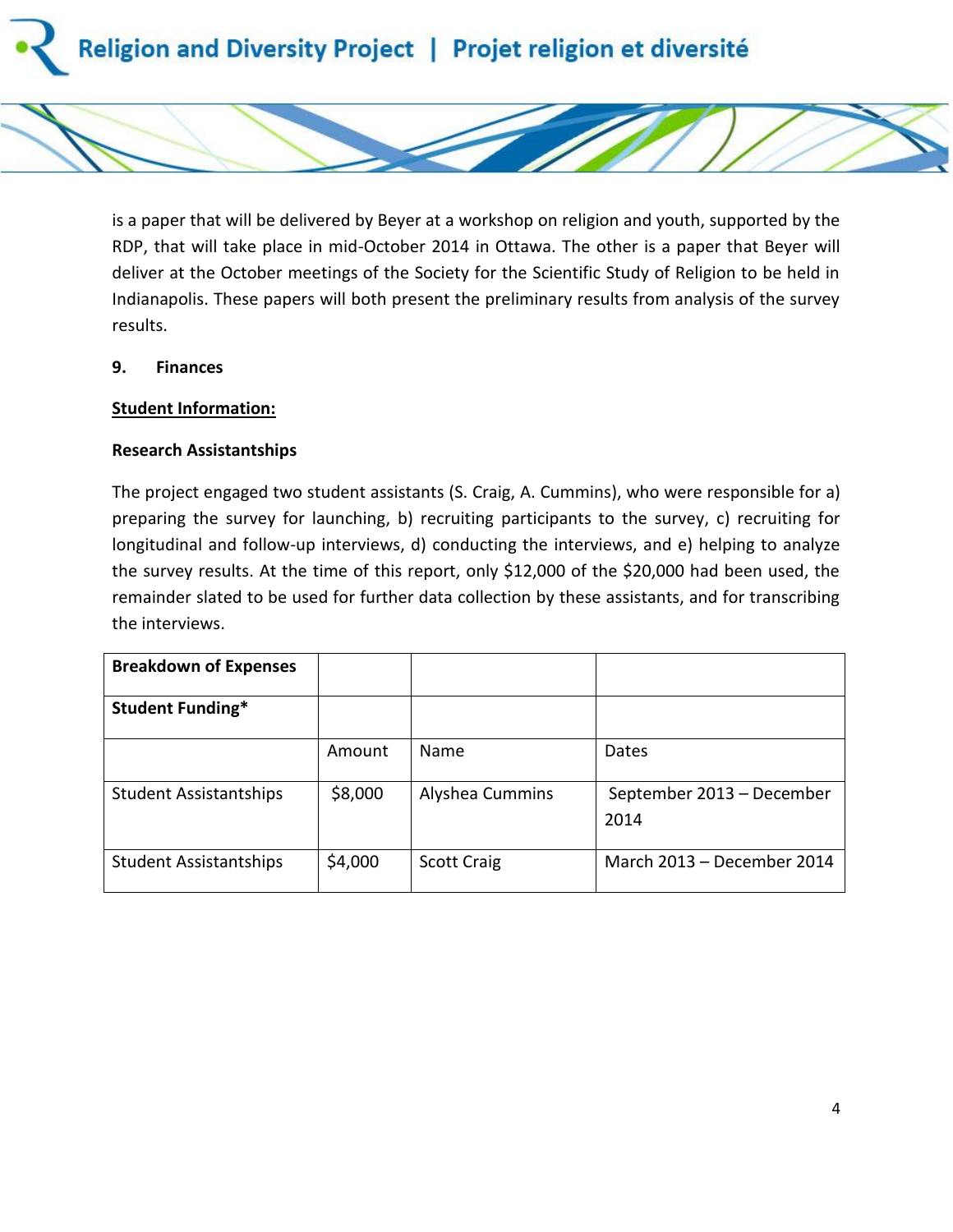is a paper that will be delivered by Beyer at a workshop on religion and youth, supported by the RDP, that will take place in mid-October 2014 in Ottawa. The other is a paper that Beyer will deliver at the October meetings of the Society for the Scientific Study of Religion to be held in Indianapolis. These papers will both present the preliminary results from analysis of the survey results.

**9. Finances**

**Student Information:**

**Research Assistantships**

The project engaged two student assistants (S. Craig, A. Cummins), who were responsible for a) preparing the survey for launching, b) recruiting participants to the survey, c) recruiting for longitudinal and follow-up interviews, d) conducting the interviews, and e) helping to analyze the survey results. At the time of this report, only $12,000 of the $20,000 had been used, the remainder slated to be used for further data collection by these assistants, and for transcribing the interviews.

| **Breakdown of Expenses** | | | |
|---|---|---|---|
| **Student Funding*** | | | |
| | Amount | Name | Dates |
| Student Assistantships | $8,000 | Alyshea Cummins | September 2013 – December 2014 |
| Student Assistantships | $4,000 | Scott Craig | March 2013 – December 2014 |